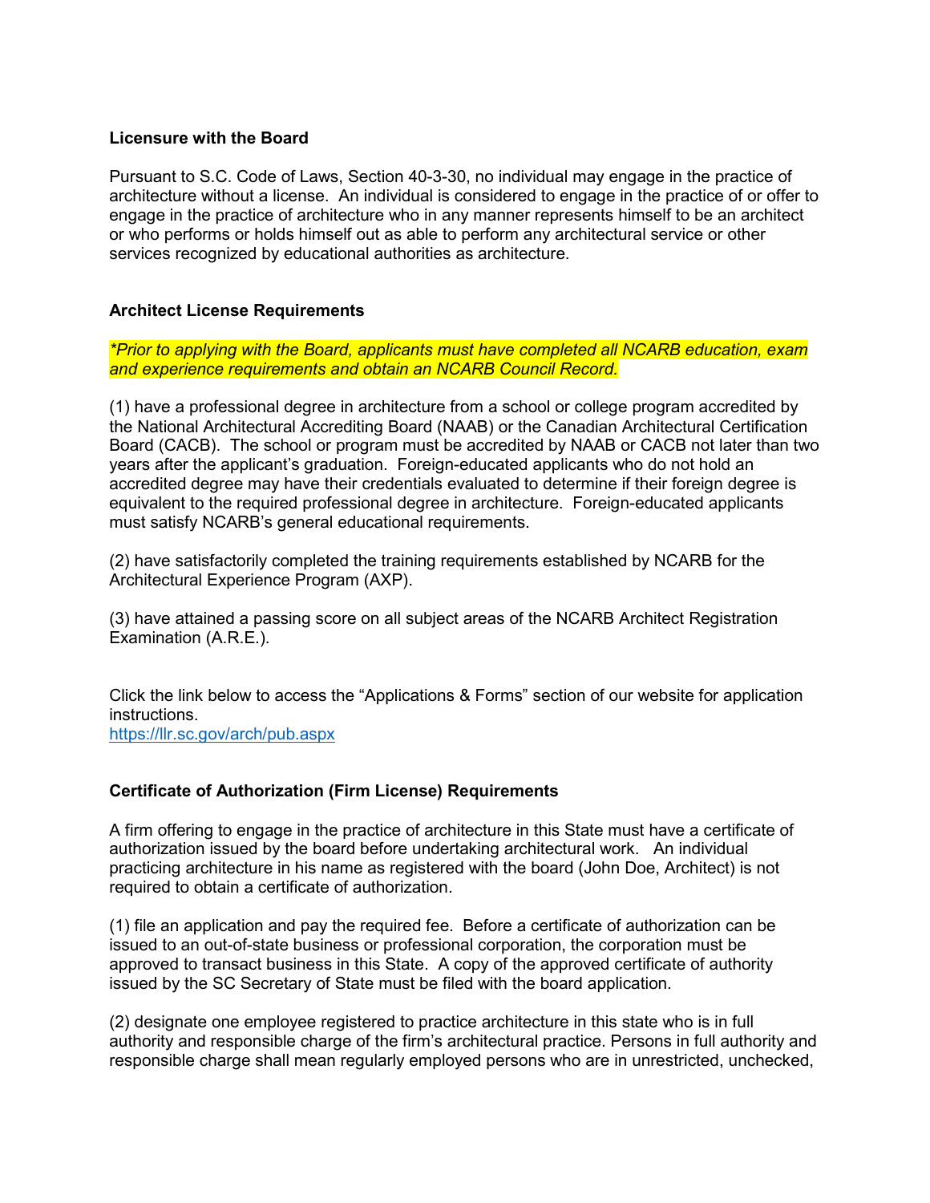**Licensure with the Board**

Pursuant to S.C. Code of Laws, Section 40-3-30, no individual may engage in the practice of architecture without a license. An individual is considered to engage in the practice of or offer to engage in the practice of architecture who in any manner represents himself to be an architect or who performs or holds himself out as able to perform any architectural service or other services recognized by educational authorities as architecture.

**Architect License Requirements**

*\*Prior to applying with the Board, applicants must have completed all NCARB education, exam and experience requirements and obtain an NCARB Council Record.*

(1) have a professional degree in architecture from a school or college program accredited by the National Architectural Accrediting Board (NAAB) or the Canadian Architectural Certification Board (CACB). The school or program must be accredited by NAAB or CACB not later than two years after the applicant's graduation. Foreign-educated applicants who do not hold an accredited degree may have their credentials evaluated to determine if their foreign degree is equivalent to the required professional degree in architecture. Foreign-educated applicants must satisfy NCARB's general educational requirements.

(2) have satisfactorily completed the training requirements established by NCARB for the Architectural Experience Program (AXP).

(3) have attained a passing score on all subject areas of the NCARB Architect Registration Examination (A.R.E.).

Click the link below to access the "Applications & Forms" section of our website for application instructions.
[https://llr.sc.gov/arch/pub.aspx](https://llr.sc.gov/arch/pub.aspx)

**Certificate of Authorization (Firm License) Requirements**

A firm offering to engage in the practice of architecture in this State must have a certificate of authorization issued by the board before undertaking architectural work. An individual practicing architecture in his name as registered with the board (John Doe, Architect) is not required to obtain a certificate of authorization.

(1) file an application and pay the required fee. Before a certificate of authorization can be issued to an out-of-state business or professional corporation, the corporation must be approved to transact business in this State. A copy of the approved certificate of authority issued by the SC Secretary of State must be filed with the board application.

(2) designate one employee registered to practice architecture in this state who is in full authority and responsible charge of the firm's architectural practice. Persons in full authority and responsible charge shall mean regularly employed persons who are in unrestricted, unchecked,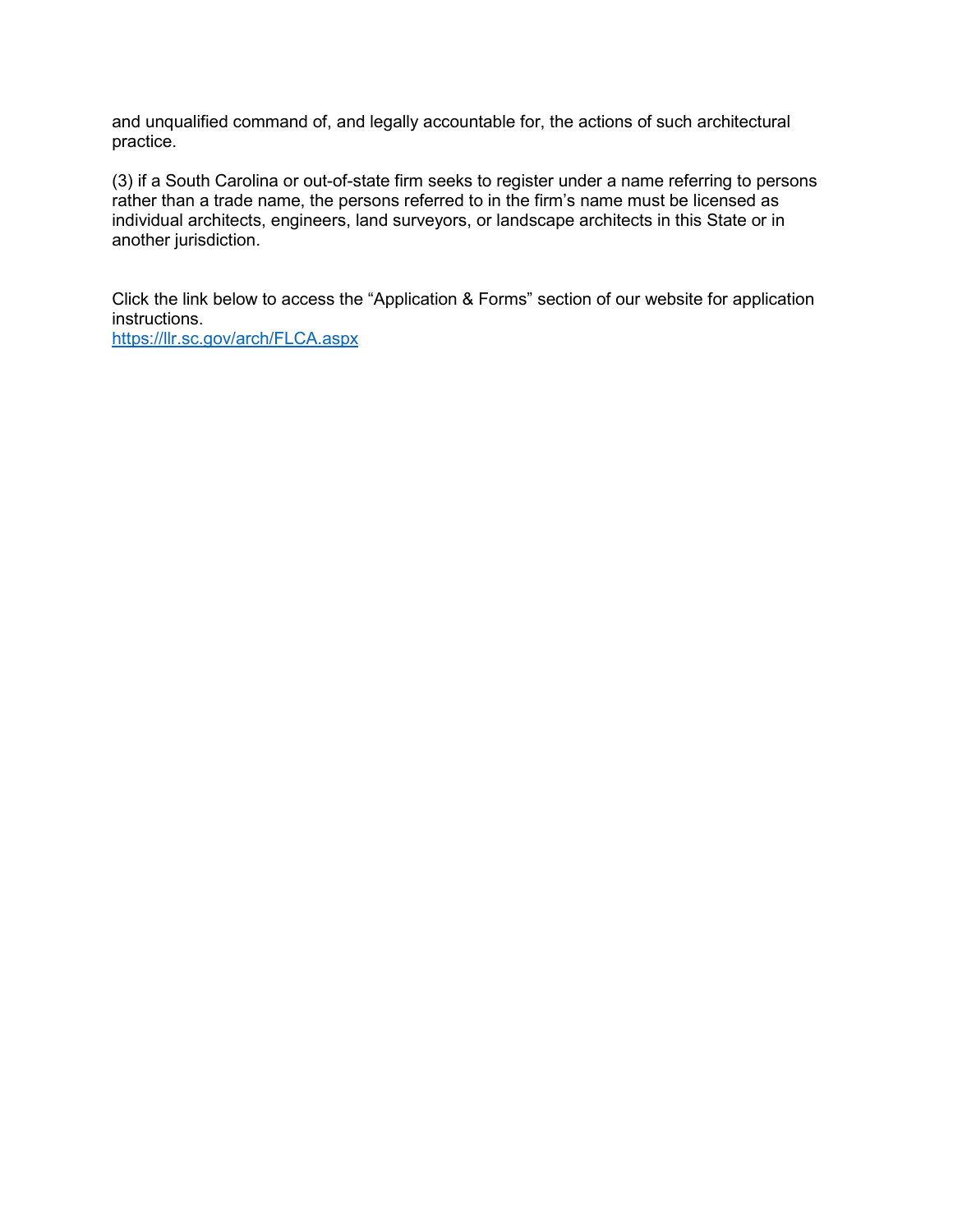and unqualified command of, and legally accountable for, the actions of such architectural practice.

(3) if a South Carolina or out-of-state firm seeks to register under a name referring to persons rather than a trade name, the persons referred to in the firm's name must be licensed as individual architects, engineers, land surveyors, or landscape architects in this State or in another jurisdiction.

Click the link below to access the "Application & Forms" section of our website for application instructions.
[https://llr.sc.gov/arch/FLCA.aspx](https://llr.sc.gov/arch/FLCA.aspx)